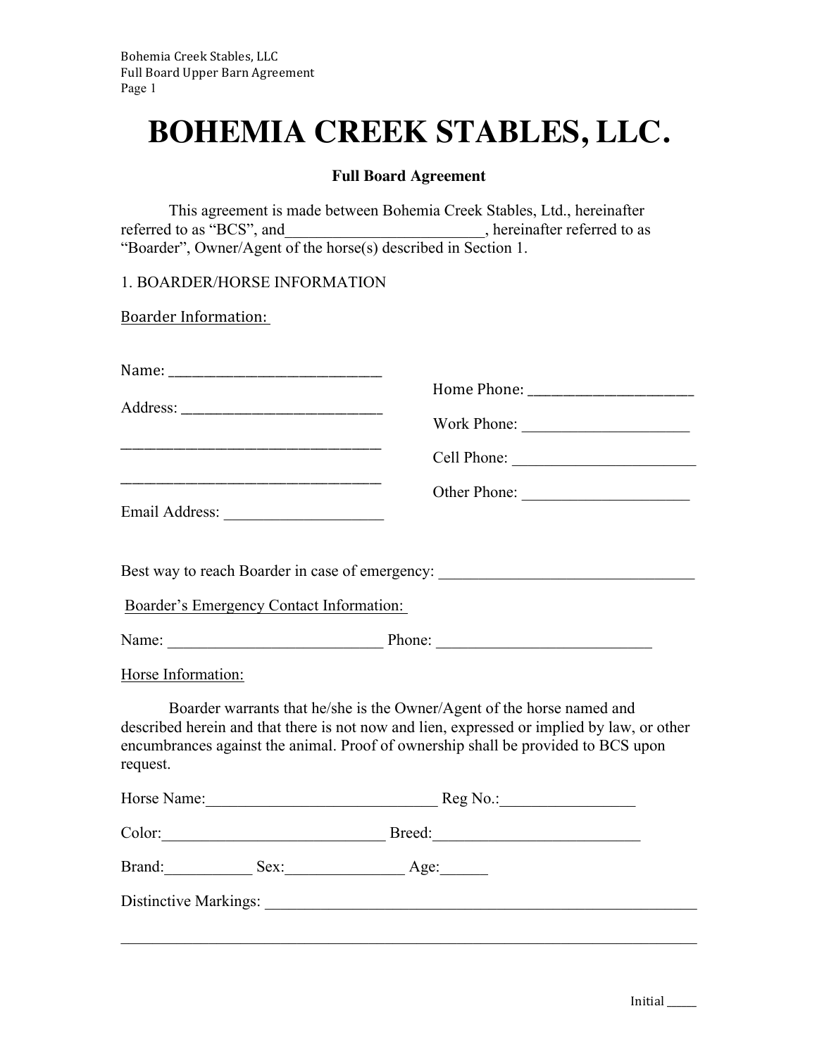# BOHEMIA CREEK STABLES, LLC.

**Full Board Agreement**

This agreement is made between Bohemia Creek Stables, Ltd., hereinafter referred to as "BCS", and________________________, hereinafter referred to as "Boarder", Owner/Agent of the horse(s) described in Section 1.

1. BOARDER/HORSE INFORMATION

Boarder Information:

Name: ___________________________

Address: _________________________

______________________________

______________________________

Email Address: ___________________

Home Phone: ____________________

Work Phone: ____________________

Cell Phone: ______________________

Other Phone: ____________________

Best way to reach Boarder in case of emergency: ______________________________

Boarder's Emergency Contact Information:

Name: _________________________ Phone: _________________________

Horse Information:

Boarder warrants that he/she is the Owner/Agent of the horse named and described herein and that there is not now and lien, expressed or implied by law, or other encumbrances against the animal. Proof of ownership shall be provided to BCS upon request.

Horse Name:____________________________ Reg No.:________________

Color:___________________________ Breed:________________________

Brand:__________ Sex:______________ Age:______

Distinctive Markings: _______________________________________________________

_______________________________________________________________________

Initial ____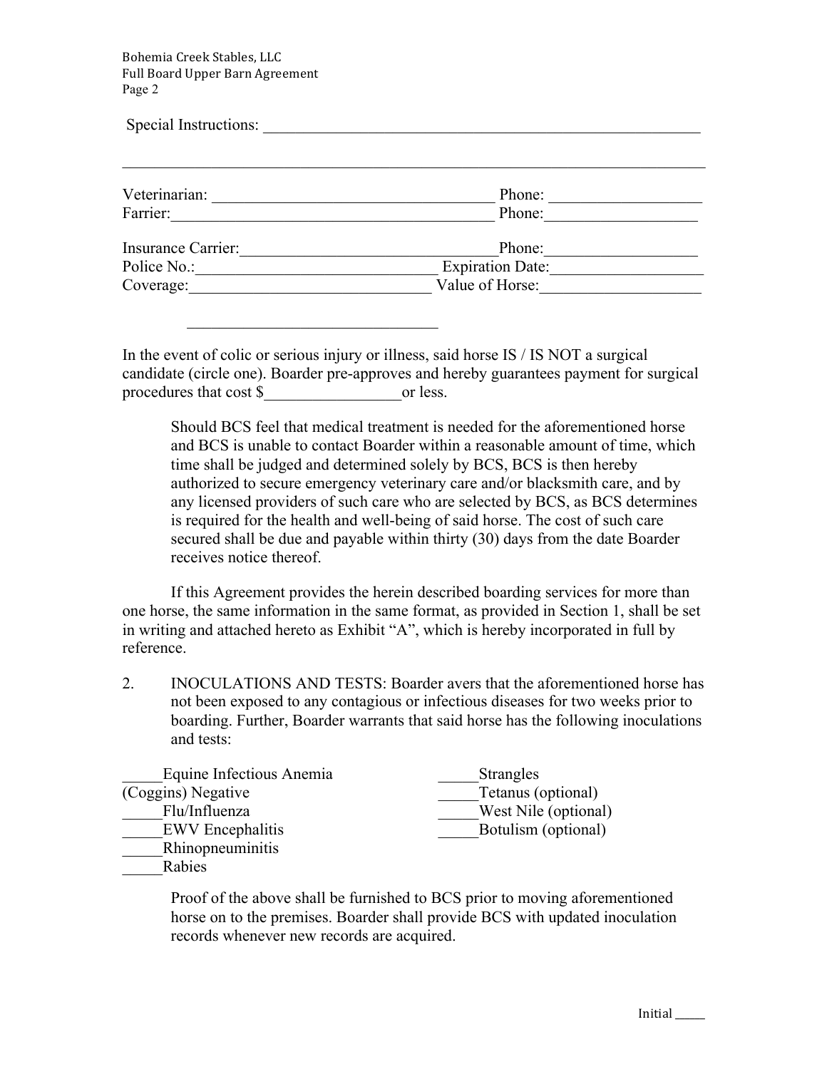Special Instructions: ______________________________________________________

______________________________________________________________________

Veterinarian: __________________________________ Phone: __________________

Farrier:______________________________________ Phone:__________________

Insurance Carrier:______________________________Phone:__________________

Police No.:_____________________________ Expiration Date:__________________

Coverage:_____________________________ Value of Horse:___________________

______________________________

In the event of colic or serious injury or illness, said horse IS / IS NOT a surgical candidate (circle one). Boarder pre-approves and hereby guarantees payment for surgical procedures that cost $_________________or less.

> Should BCS feel that medical treatment is needed for the aforementioned horse and BCS is unable to contact Boarder within a reasonable amount of time, which time shall be judged and determined solely by BCS, BCS is then hereby authorized to secure emergency veterinary care and/or blacksmith care, and by any licensed providers of such care who are selected by BCS, as BCS determines is required for the health and well-being of said horse. The cost of such care secured shall be due and payable within thirty (30) days from the date Boarder receives notice thereof.

If this Agreement provides the herein described boarding services for more than one horse, the same information in the same format, as provided in Section 1, shall be set in writing and attached hereto as Exhibit "A", which is hereby incorporated in full by reference.

2. INOCULATIONS AND TESTS: Boarder avers that the aforementioned horse has not been exposed to any contagious or infectious diseases for two weeks prior to boarding. Further, Boarder warrants that said horse has the following inoculations and tests:

_____Equine Infectious Anemia (Coggins) Negative
_____Flu/Influenza
_____EWV Encephalitis
_____Rhinopneuminitis
_____Rabies
_____Strangles
_____Tetanus (optional)
_____West Nile (optional)
_____Botulism (optional)

> Proof of the above shall be furnished to BCS prior to moving aforementioned horse on to the premises. Boarder shall provide BCS with updated inoculation records whenever new records are acquired.

Initial _____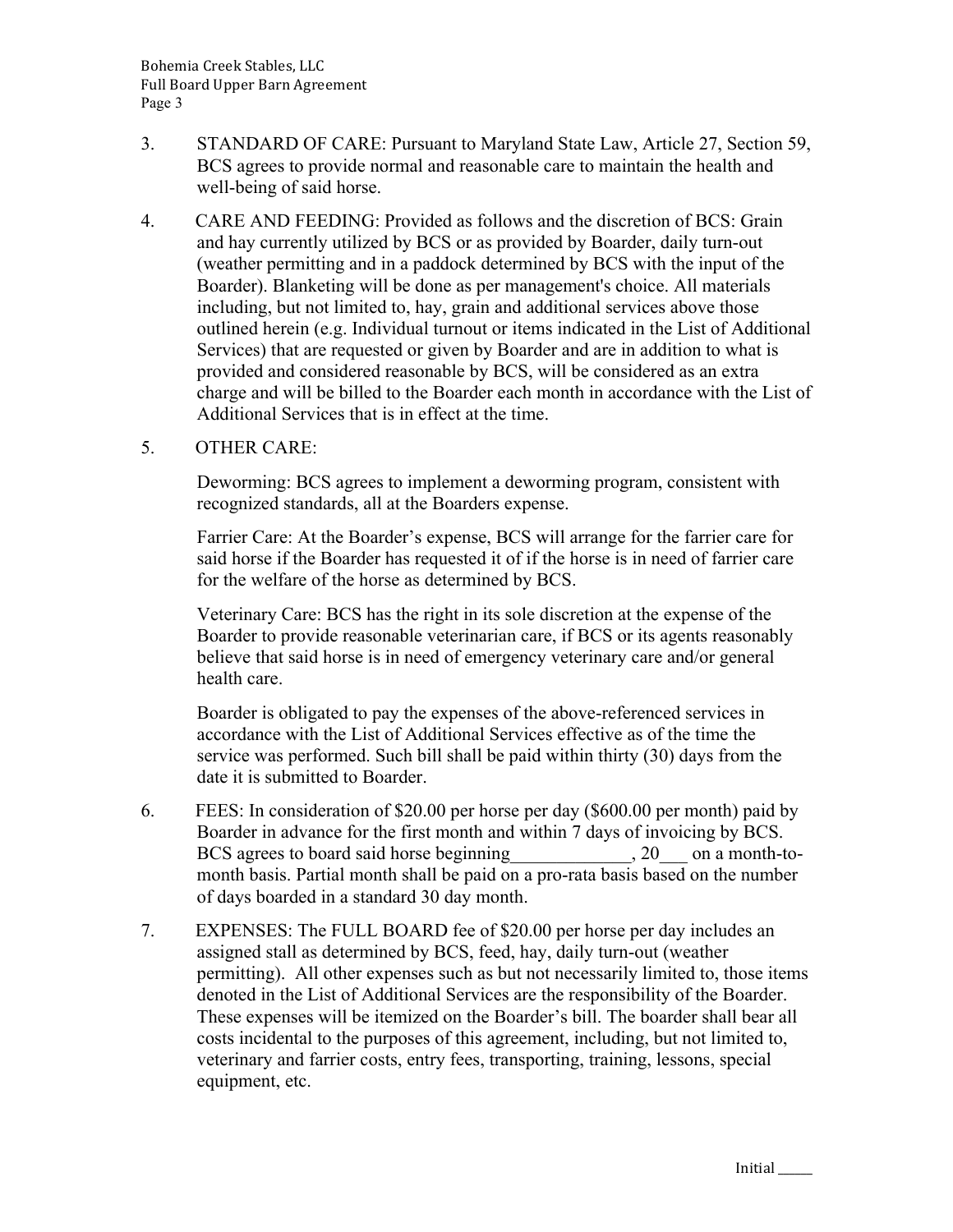3. STANDARD OF CARE: Pursuant to Maryland State Law, Article 27, Section 59, BCS agrees to provide normal and reasonable care to maintain the health and well-being of said horse.

4. CARE AND FEEDING: Provided as follows and the discretion of BCS: Grain and hay currently utilized by BCS or as provided by Boarder, daily turn-out (weather permitting and in a paddock determined by BCS with the input of the Boarder). Blanketing will be done as per management's choice. All materials including, but not limited to, hay, grain and additional services above those outlined herein (e.g. Individual turnout or items indicated in the List of Additional Services) that are requested or given by Boarder and are in addition to what is provided and considered reasonable by BCS, will be considered as an extra charge and will be billed to the Boarder each month in accordance with the List of Additional Services that is in effect at the time.

5. OTHER CARE:

   Deworming: BCS agrees to implement a deworming program, consistent with recognized standards, all at the Boarders expense.

   Farrier Care: At the Boarder's expense, BCS will arrange for the farrier care for said horse if the Boarder has requested it of if the horse is in need of farrier care for the welfare of the horse as determined by BCS.

   Veterinary Care: BCS has the right in its sole discretion at the expense of the Boarder to provide reasonable veterinarian care, if BCS or its agents reasonably believe that said horse is in need of emergency veterinary care and/or general health care.

   Boarder is obligated to pay the expenses of the above-referenced services in accordance with the List of Additional Services effective as of the time the service was performed. Such bill shall be paid within thirty (30) days from the date it is submitted to Boarder.

6. FEES: In consideration of $20.00 per horse per day ($600.00 per month) paid by Boarder in advance for the first month and within 7 days of invoicing by BCS. BCS agrees to board said horse beginning_____________, 20___ on a month-to-month basis. Partial month shall be paid on a pro-rata basis based on the number of days boarded in a standard 30 day month.

7. EXPENSES: The FULL BOARD fee of $20.00 per horse per day includes an assigned stall as determined by BCS, feed, hay, daily turn-out (weather permitting). All other expenses such as but not necessarily limited to, those items denoted in the List of Additional Services are the responsibility of the Boarder. These expenses will be itemized on the Boarder's bill. The boarder shall bear all costs incidental to the purposes of this agreement, including, but not limited to, veterinary and farrier costs, entry fees, transporting, training, lessons, special equipment, etc.

Initial _____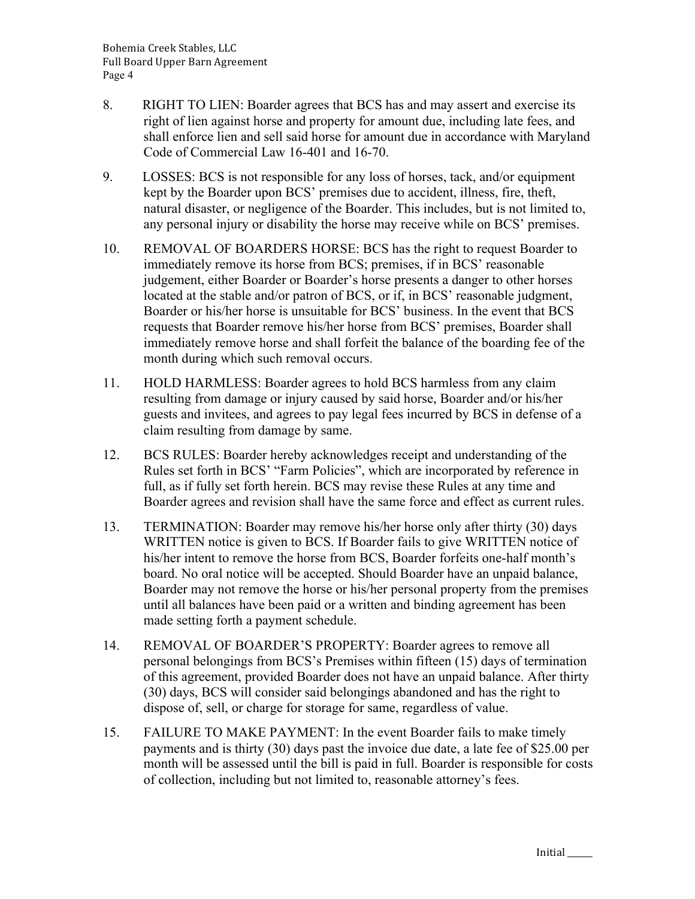8. RIGHT TO LIEN: Boarder agrees that BCS has and may assert and exercise its right of lien against horse and property for amount due, including late fees, and shall enforce lien and sell said horse for amount due in accordance with Maryland Code of Commercial Law 16-401 and 16-70.

9. LOSSES: BCS is not responsible for any loss of horses, tack, and/or equipment kept by the Boarder upon BCS' premises due to accident, illness, fire, theft, natural disaster, or negligence of the Boarder. This includes, but is not limited to, any personal injury or disability the horse may receive while on BCS' premises.

10. REMOVAL OF BOARDERS HORSE: BCS has the right to request Boarder to immediately remove its horse from BCS; premises, if in BCS' reasonable judgement, either Boarder or Boarder's horse presents a danger to other horses located at the stable and/or patron of BCS, or if, in BCS' reasonable judgment, Boarder or his/her horse is unsuitable for BCS' business. In the event that BCS requests that Boarder remove his/her horse from BCS' premises, Boarder shall immediately remove horse and shall forfeit the balance of the boarding fee of the month during which such removal occurs.

11. HOLD HARMLESS: Boarder agrees to hold BCS harmless from any claim resulting from damage or injury caused by said horse, Boarder and/or his/her guests and invitees, and agrees to pay legal fees incurred by BCS in defense of a claim resulting from damage by same.

12. BCS RULES: Boarder hereby acknowledges receipt and understanding of the Rules set forth in BCS' "Farm Policies", which are incorporated by reference in full, as if fully set forth herein. BCS may revise these Rules at any time and Boarder agrees and revision shall have the same force and effect as current rules.

13. TERMINATION: Boarder may remove his/her horse only after thirty (30) days WRITTEN notice is given to BCS. If Boarder fails to give WRITTEN notice of his/her intent to remove the horse from BCS, Boarder forfeits one-half month's board. No oral notice will be accepted. Should Boarder have an unpaid balance, Boarder may not remove the horse or his/her personal property from the premises until all balances have been paid or a written and binding agreement has been made setting forth a payment schedule.

14. REMOVAL OF BOARDER'S PROPERTY: Boarder agrees to remove all personal belongings from BCS's Premises within fifteen (15) days of termination of this agreement, provided Boarder does not have an unpaid balance. After thirty (30) days, BCS will consider said belongings abandoned and has the right to dispose of, sell, or charge for storage for same, regardless of value.

15. FAILURE TO MAKE PAYMENT: In the event Boarder fails to make timely payments and is thirty (30) days past the invoice due date, a late fee of $25.00 per month will be assessed until the bill is paid in full. Boarder is responsible for costs of collection, including but not limited to, reasonable attorney's fees.

Initial _____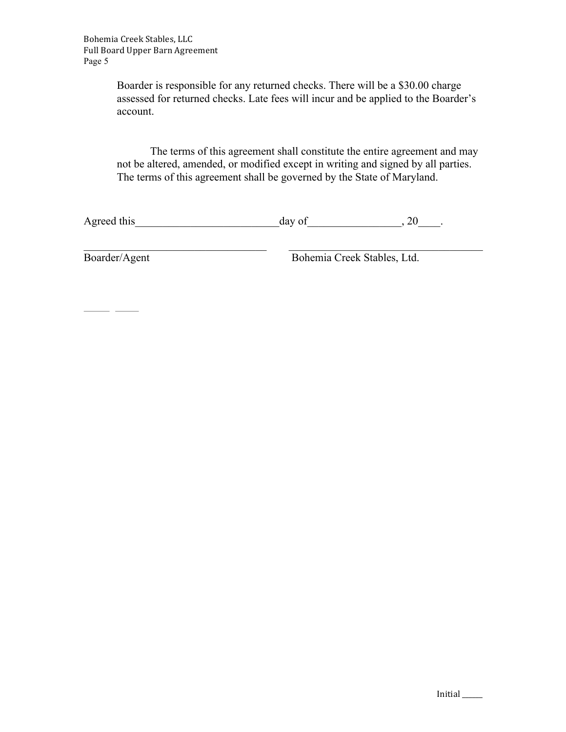Boarder is responsible for any returned checks. There will be a $30.00 charge assessed for returned checks. Late fees will incur and be applied to the Boarder's account.

The terms of this agreement shall constitute the entire agreement and may not be altered, amended, or modified except in writing and signed by all parties. The terms of this agreement shall be governed by the State of Maryland.

Agreed this__________________________day of_________________, 20____.

__________________________________ ____________________________________

Boarder/Agent Bohemia Creek Stables, Ltd.

Initial _____